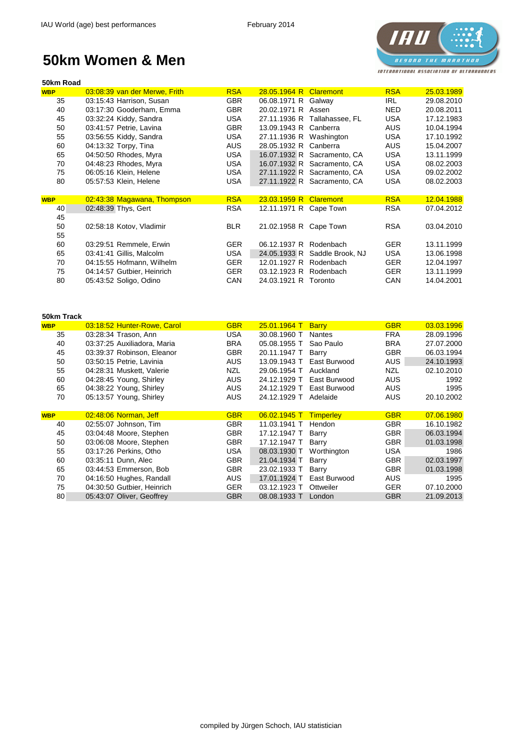IAU World (age) best performances

February 2014

# 50km Women & Men

### 50km Road

| Age | Time | Name | Nat | Born | | Venue | Country | Date |
|---|---|---|---|---|---|---|---|---|
| **WBP** | 03:08:39 | van der Merwe, Frith | RSA | 28.05.1964 | R | Claremont | RSA | 25.03.1989 |
| 35 | 03:15:43 | Harrison, Susan | GBR | 06.08.1971 | R | Galway | IRL | 29.08.2010 |
| 40 | 03:17:30 | Gooderham, Emma | GBR | 20.02.1971 | R | Assen | NED | 20.08.2011 |
| 45 | 03:32:24 | Kiddy, Sandra | USA | 27.11.1936 | R | Tallahassee, FL | USA | 17.12.1983 |
| 50 | 03:41:57 | Petrie, Lavina | GBR | 13.09.1943 | R | Canberra | AUS | 10.04.1994 |
| 55 | 03:56:55 | Kiddy, Sandra | USA | 27.11.1936 | R | Washington | USA | 17.10.1992 |
| 60 | 04:13:32 | Torpy, Tina | AUS | 28.05.1932 | R | Canberra | AUS | 15.04.2007 |
| 65 | 04:50:50 | Rhodes, Myra | USA | 16.07.1932 | R | Sacramento, CA | USA | 13.11.1999 |
| 70 | 04:48:23 | Rhodes, Myra | USA | 16.07.1932 | R | Sacramento, CA | USA | 08.02.2003 |
| 75 | 06:05:16 | Klein, Helene | USA | 27.11.1922 | R | Sacramento, CA | USA | 09.02.2002 |
| 80 | 05:57:53 | Klein, Helene | USA | 27.11.1922 | R | Sacramento, CA | USA | 08.02.2003 |
| | | | | | | | | |
| **WBP** | 02:43:38 | Magawana, Thompson | RSA | 23.03.1959 | R | Claremont | RSA | 12.04.1988 |
| 40 | 02:48:39 | Thys, Gert | RSA | 12.11.1971 | R | Cape Town | RSA | 07.04.2012 |
| 45 | | | | | | | | |
| 50 | 02:58:18 | Kotov, Vladimir | BLR | 21.02.1958 | R | Cape Town | RSA | 03.04.2010 |
| 55 | | | | | | | | |
| 60 | 03:29:51 | Remmele, Erwin | GER | 06.12.1937 | R | Rodenbach | GER | 13.11.1999 |
| 65 | 03:41:41 | Gillis, Malcolm | USA | 24.05.1933 | R | Saddle Brook, NJ | USA | 13.06.1998 |
| 70 | 04:15:55 | Hofmann, Wilhelm | GER | 12.01.1927 | R | Rodenbach | GER | 12.04.1997 |
| 75 | 04:14:57 | Gutbier, Heinrich | GER | 03.12.1923 | R | Rodenbach | GER | 13.11.1999 |
| 80 | 05:43:52 | Soligo, Odino | CAN | 24.03.1921 | R | Toronto | CAN | 14.04.2001 |

### 50km Track

| Age | Time | Name | Nat | Born | | Venue | Country | Date |
|---|---|---|---|---|---|---|---|---|
| **WBP** | 03:18:52 | Hunter-Rowe, Carol | GBR | 25.01.1964 | T | Barry | GBR | 03.03.1996 |
| 35 | 03:28:34 | Trason, Ann | USA | 30.08.1960 | T | Nantes | FRA | 28.09.1996 |
| 40 | 03:37:25 | Auxiliadora, Maria | BRA | 05.08.1955 | T | Sao Paulo | BRA | 27.07.2000 |
| 45 | 03:39:37 | Robinson, Eleanor | GBR | 20.11.1947 | T | Barry | GBR | 06.03.1994 |
| 50 | 03:50:15 | Petrie, Lavinia | AUS | 13.09.1943 | T | East Burwood | AUS | 24.10.1993 |
| 55 | 04:28:31 | Muskett, Valerie | NZL | 29.06.1954 | T | Auckland | NZL | 02.10.2010 |
| 60 | 04:28:45 | Young, Shirley | AUS | 24.12.1929 | T | East Burwood | AUS | 1992 |
| 65 | 04:38:22 | Young, Shirley | AUS | 24.12.1929 | T | East Burwood | AUS | 1995 |
| 70 | 05:13:57 | Young, Shirley | AUS | 24.12.1929 | T | Adelaide | AUS | 20.10.2002 |
| | | | | | | | | |
| **WBP** | 02:48:06 | Norman, Jeff | GBR | 06.02.1945 | T | Timperley | GBR | 07.06.1980 |
| 40 | 02:55:07 | Johnson, Tim | GBR | 11.03.1941 | T | Hendon | GBR | 16.10.1982 |
| 45 | 03:04:48 | Moore, Stephen | GBR | 17.12.1947 | T | Barry | GBR | 06.03.1994 |
| 50 | 03:06:08 | Moore, Stephen | GBR | 17.12.1947 | T | Barry | GBR | 01.03.1998 |
| 55 | 03:17:26 | Perkins, Otho | USA | 08.03.1930 | T | Worthington | USA | 1986 |
| 60 | 03:35:11 | Dunn, Alec | GBR | 21.04.1934 | T | Barry | GBR | 02.03.1997 |
| 65 | 03:44:53 | Emmerson, Bob | GBR | 23.02.1933 | T | Barry | GBR | 01.03.1998 |
| 70 | 04:16:50 | Hughes, Randall | AUS | 17.01.1924 | T | East Burwood | AUS | 1995 |
| 75 | 04:30:50 | Gutbier, Heinrich | GER | 03.12.1923 | T | Ottweiler | GER | 07.10.2000 |
| 80 | 05:43:07 | Oliver, Geoffrey | GBR | 08.08.1933 | T | London | GBR | 21.09.2013 |

compiled by Jürgen Schoch, IAU statistician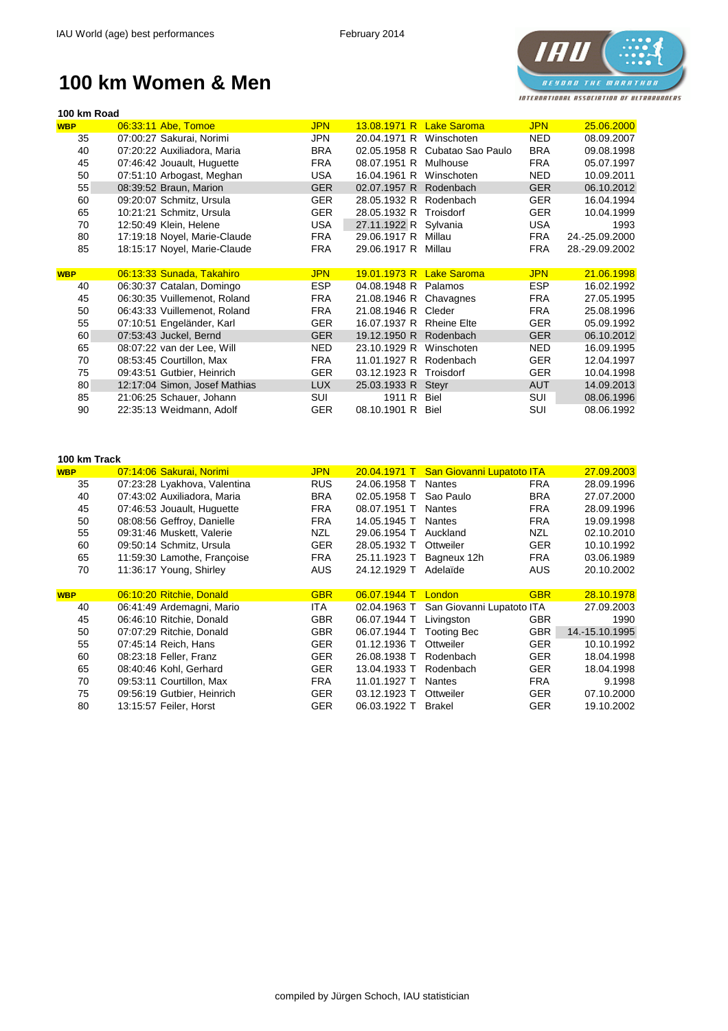# 100 km Women & Men

## 100 km Road

| | Time | Name | Nat | Born | | Venue | Ctry | Date |
|---|---|---|---|---|---|---|---|---|
| WBP | 06:33:11 | Abe, Tomoe | JPN | 13.08.1971 | R | Lake Saroma | JPN | 25.06.2000 |
| 35 | 07:00:27 | Sakurai, Norimi | JPN | 20.04.1971 | R | Winschoten | NED | 08.09.2007 |
| 40 | 07:20:22 | Auxiliadora, Maria | BRA | 02.05.1958 | R | Cubatao Sao Paulo | BRA | 09.08.1998 |
| 45 | 07:46:42 | Jouault, Huguette | FRA | 08.07.1951 | R | Mulhouse | FRA | 05.07.1997 |
| 50 | 07:51:10 | Arbogast, Meghan | USA | 16.04.1961 | R | Winschoten | NED | 10.09.2011 |
| 55 | 08:39:52 | Braun, Marion | GER | 02.07.1957 | R | Rodenbach | GER | 06.10.2012 |
| 60 | 09:20:07 | Schmitz, Ursula | GER | 28.05.1932 | R | Rodenbach | GER | 16.04.1994 |
| 65 | 10:21:21 | Schmitz, Ursula | GER | 28.05.1932 | R | Troisdorf | GER | 10.04.1999 |
| 70 | 12:50:49 | Klein, Helene | USA | 27.11.1922 | R | Sylvania | USA | 1993 |
| 80 | 17:19:18 | Noyel, Marie-Claude | FRA | 29.06.1917 | R | Millau | FRA | 24.-25.09.2000 |
| 85 | 18:15:17 | Noyel, Marie-Claude | FRA | 29.06.1917 | R | Millau | FRA | 28.-29.09.2002 |
| | | | | | | | | |
| WBP | 06:13:33 | Sunada, Takahiro | JPN | 19.01.1973 | R | Lake Saroma | JPN | 21.06.1998 |
| 40 | 06:30:37 | Catalan, Domingo | ESP | 04.08.1948 | R | Palamos | ESP | 16.02.1992 |
| 45 | 06:30:35 | Vuillemenot, Roland | FRA | 21.08.1946 | R | Chavagnes | FRA | 27.05.1995 |
| 50 | 06:43:33 | Vuillemenot, Roland | FRA | 21.08.1946 | R | Cleder | FRA | 25.08.1996 |
| 55 | 07:10:51 | Engeländer, Karl | GER | 16.07.1937 | R | Rheine Elte | GER | 05.09.1992 |
| 60 | 07:53:43 | Juckel, Bernd | GER | 19.12.1950 | R | Rodenbach | GER | 06.10.2012 |
| 65 | 08:07:22 | van der Lee, Will | NED | 23.10.1929 | R | Winschoten | NED | 16.09.1995 |
| 70 | 08:53:45 | Courtillon, Max | FRA | 11.01.1927 | R | Rodenbach | GER | 12.04.1997 |
| 75 | 09:43:51 | Gutbier, Heinrich | GER | 03.12.1923 | R | Troisdorf | GER | 10.04.1998 |
| 80 | 12:17:04 | Simon, Josef Mathias | LUX | 25.03.1933 | R | Steyr | AUT | 14.09.2013 |
| 85 | 21:06:25 | Schauer, Johann | SUI | 1911 | R | Biel | SUI | 08.06.1996 |
| 90 | 22:35:13 | Weidmann, Adolf | GER | 08.10.1901 | R | Biel | SUI | 08.06.1992 |

## 100 km Track

| | Time | Name | Nat | Born | | Venue | Ctry | Date |
|---|---|---|---|---|---|---|---|---|
| WBP | 07:14:06 | Sakurai, Norimi | JPN | 20.04.1971 | T | San Giovanni Lupatoto | ITA | 27.09.2003 |
| 35 | 07:23:28 | Lyakhova, Valentina | RUS | 24.06.1958 | T | Nantes | FRA | 28.09.1996 |
| 40 | 07:43:02 | Auxiliadora, Maria | BRA | 02.05.1958 | T | Sao Paulo | BRA | 27.07.2000 |
| 45 | 07:46:53 | Jouault, Huguette | FRA | 08.07.1951 | T | Nantes | FRA | 28.09.1996 |
| 50 | 08:08:56 | Geffroy, Danielle | FRA | 14.05.1945 | T | Nantes | FRA | 19.09.1998 |
| 55 | 09:31:46 | Muskett, Valerie | NZL | 29.06.1954 | T | Auckland | NZL | 02.10.2010 |
| 60 | 09:50:14 | Schmitz, Ursula | GER | 28.05.1932 | T | Ottweiler | GER | 10.10.1992 |
| 65 | 11:59:30 | Lamothe, Françoise | FRA | 25.11.1923 | T | Bagneux 12h | FRA | 03.06.1989 |
| 70 | 11:36:17 | Young, Shirley | AUS | 24.12.1929 | T | Adelaïde | AUS | 20.10.2002 |
| | | | | | | | | |
| WBP | 06:10:20 | Ritchie, Donald | GBR | 06.07.1944 | T | London | GBR | 28.10.1978 |
| 40 | 06:41:49 | Ardemagni, Mario | ITA | 02.04.1963 | T | San Giovanni Lupatoto | ITA | 27.09.2003 |
| 45 | 06:46:10 | Ritchie, Donald | GBR | 06.07.1944 | T | Livingston | GBR | 1990 |
| 50 | 07:07:29 | Ritchie, Donald | GBR | 06.07.1944 | T | Tooting Bec | GBR | 14.-15.10.1995 |
| 55 | 07:45:14 | Reich, Hans | GER | 01.12.1936 | T | Ottweiler | GER | 10.10.1992 |
| 60 | 08:23:18 | Feller, Franz | GER | 26.08.1938 | T | Rodenbach | GER | 18.04.1998 |
| 65 | 08:40:46 | Kohl, Gerhard | GER | 13.04.1933 | T | Rodenbach | GER | 18.04.1998 |
| 70 | 09:53:11 | Courtillon, Max | FRA | 11.01.1927 | T | Nantes | FRA | 9.1998 |
| 75 | 09:56:19 | Gutbier, Heinrich | GER | 03.12.1923 | T | Ottweiler | GER | 07.10.2000 |
| 80 | 13:15:57 | Feiler, Horst | GER | 06.03.1922 | T | Brakel | GER | 19.10.2002 |

compiled by Jürgen Schoch, IAU statistician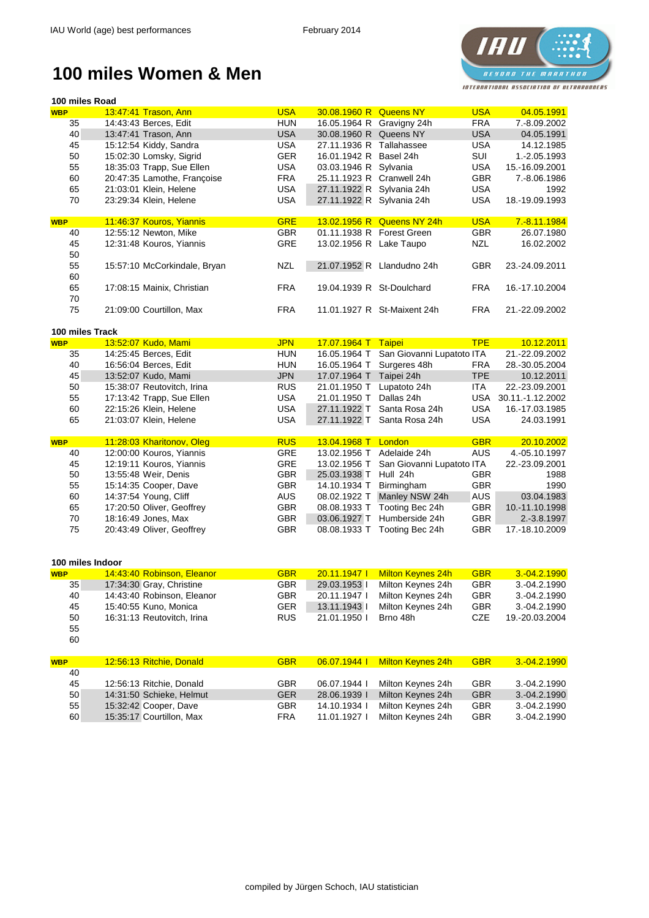IAU World (age) best performances — February 2014

# 100 miles Women & Men

## 100 miles Road

| Age | Time | Name | Nat | Born | Venue | Country | Date |
|---|---|---|---|---|---|---|---|
| WBP | 13:47:41 | Trason, Ann | USA | 30.08.1960 R | Queens NY | USA | 04.05.1991 |
| 35 | 14:43:43 | Berces, Edit | HUN | 16.05.1964 R | Gravigny 24h | FRA | 7.-8.09.2002 |
| 40 | 13:47:41 | Trason, Ann | USA | 30.08.1960 R | Queens NY | USA | 04.05.1991 |
| 45 | 15:12:54 | Kiddy, Sandra | USA | 27.11.1936 R | Tallahassee | USA | 14.12.1985 |
| 50 | 15:02:30 | Lomsky, Sigrid | GER | 16.01.1942 R | Basel 24h | SUI | 1.-2.05.1993 |
| 55 | 18:35:03 | Trapp, Sue Ellen | USA | 03.03.1946 R | Sylvania | USA | 15.-16.09.2001 |
| 60 | 20:47:35 | Lamothe, Françoise | FRA | 25.11.1923 R | Cranwell 24h | GBR | 7.-8.06.1986 |
| 65 | 21:03:01 | Klein, Helene | USA | 27.11.1922 R | Sylvania 24h | USA | 1992 |
| 70 | 23:29:34 | Klein, Helene | USA | 27.11.1922 R | Sylvania 24h | USA | 18.-19.09.1993 |

| Age | Time | Name | Nat | Born | Venue | Country | Date |
|---|---|---|---|---|---|---|---|
| WBP | 11:46:37 | Kouros, Yiannis | GRE | 13.02.1956 R | Queens NY 24h | USA | 7.-8.11.1984 |
| 40 | 12:55:12 | Newton, Mike | GBR | 01.11.1938 R | Forest Green | GBR | 26.07.1980 |
| 45 | 12:31:48 | Kouros, Yiannis | GRE | 13.02.1956 R | Lake Taupo | NZL | 16.02.2002 |
| 50 | | | | | | | |
| 55 | 15:57:10 | McCorkindale, Bryan | NZL | 21.07.1952 R | Llandudno 24h | GBR | 23.-24.09.2011 |
| 60 | | | | | | | |
| 65 | 17:08:15 | Mainix, Christian | FRA | 19.04.1939 R | St-Doulchard | FRA | 16.-17.10.2004 |
| 70 | | | | | | | |
| 75 | 21:09:00 | Courtillon, Max | FRA | 11.01.1927 R | St-Maixent 24h | FRA | 21.-22.09.2002 |

## 100 miles Track

| Age | Time | Name | Nat | Born | Venue | Country | Date |
|---|---|---|---|---|---|---|---|
| WBP | 13:52:07 | Kudo, Mami | JPN | 17.07.1964 T | Taipei | TPE | 10.12.2011 |
| 35 | 14:25:45 | Berces, Edit | HUN | 16.05.1964 T | San Giovanni Lupatoto | ITA | 21.-22.09.2002 |
| 40 | 16:56:04 | Berces, Edit | HUN | 16.05.1964 T | Surgeres 48h | FRA | 28.-30.05.2004 |
| 45 | 13:52:07 | Kudo, Mami | JPN | 17.07.1964 T | Taipei 24h | TPE | 10.12.2011 |
| 50 | 15:38:07 | Reutovitch, Irina | RUS | 21.01.1950 T | Lupatoto 24h | ITA | 22.-23.09.2001 |
| 55 | 17:13:42 | Trapp, Sue Ellen | USA | 21.01.1950 T | Dallas 24h | USA | 30.11.-1.12.2002 |
| 60 | 22:15:26 | Klein, Helene | USA | 27.11.1922 T | Santa Rosa 24h | USA | 16.-17.03.1985 |
| 65 | 21:03:07 | Klein, Helene | USA | 27.11.1922 T | Santa Rosa 24h | USA | 24.03.1991 |

| Age | Time | Name | Nat | Born | Venue | Country | Date |
|---|---|---|---|---|---|---|---|
| WBP | 11:28:03 | Kharitonov, Oleg | RUS | 13.04.1968 T | London | GBR | 20.10.2002 |
| 40 | 12:00:00 | Kouros, Yiannis | GRE | 13.02.1956 T | Adelaide 24h | AUS | 4.-05.10.1997 |
| 45 | 12:19:11 | Kouros, Yiannis | GRE | 13.02.1956 T | San Giovanni Lupatoto | ITA | 22.-23.09.2001 |
| 50 | 13:55:48 | Weir, Denis | GBR | 25.03.1938 T | Hull 24h | GBR | 1988 |
| 55 | 15:14:35 | Cooper, Dave | GBR | 14.10.1934 T | Birmingham | GBR | 1990 |
| 60 | 14:37:54 | Young, Cliff | AUS | 08.02.1922 T | Manley NSW 24h | AUS | 03.04.1983 |
| 65 | 17:20:50 | Oliver, Geoffrey | GBR | 08.08.1933 T | Tooting Bec 24h | GBR | 10.-11.10.1998 |
| 70 | 18:16:49 | Jones, Max | GBR | 03.06.1927 T | Humberside 24h | GBR | 2.-3.8.1997 |
| 75 | 20:43:49 | Oliver, Geoffrey | GBR | 08.08.1933 T | Tooting Bec 24h | GBR | 17.-18.10.2009 |

## 100 miles Indoor

| Age | Time | Name | Nat | Born | Venue | Country | Date |
|---|---|---|---|---|---|---|---|
| WBP | 14:43:40 | Robinson, Eleanor | GBR | 20.11.1947 I | Milton Keynes 24h | GBR | 3.-04.2.1990 |
| 35 | 17:34:30 | Gray, Christine | GBR | 29.03.1953 I | Milton Keynes 24h | GBR | 3.-04.2.1990 |
| 40 | 14:43:40 | Robinson, Eleanor | GBR | 20.11.1947 I | Milton Keynes 24h | GBR | 3.-04.2.1990 |
| 45 | 15:40:55 | Kuno, Monica | GER | 13.11.1943 I | Milton Keynes 24h | GBR | 3.-04.2.1990 |
| 50 | 16:31:13 | Reutovitch, Irina | RUS | 21.01.1950 I | Brno 48h | CZE | 19.-20.03.2004 |
| 55 | | | | | | | |
| 60 | | | | | | | |

| Age | Time | Name | Nat | Born | Venue | Country | Date |
|---|---|---|---|---|---|---|---|
| WBP | 12:56:13 | Ritchie, Donald | GBR | 06.07.1944 I | Milton Keynes 24h | GBR | 3.-04.2.1990 |
| 40 | | | | | | | |
| 45 | 12:56:13 | Ritchie, Donald | GBR | 06.07.1944 I | Milton Keynes 24h | GBR | 3.-04.2.1990 |
| 50 | 14:31:50 | Schieke, Helmut | GER | 28.06.1939 I | Milton Keynes 24h | GBR | 3.-04.2.1990 |
| 55 | 15:32:42 | Cooper, Dave | GBR | 14.10.1934 I | Milton Keynes 24h | GBR | 3.-04.2.1990 |
| 60 | 15:35:17 | Courtillon, Max | FRA | 11.01.1927 I | Milton Keynes 24h | GBR | 3.-04.2.1990 |

compiled by Jürgen Schoch, IAU statistician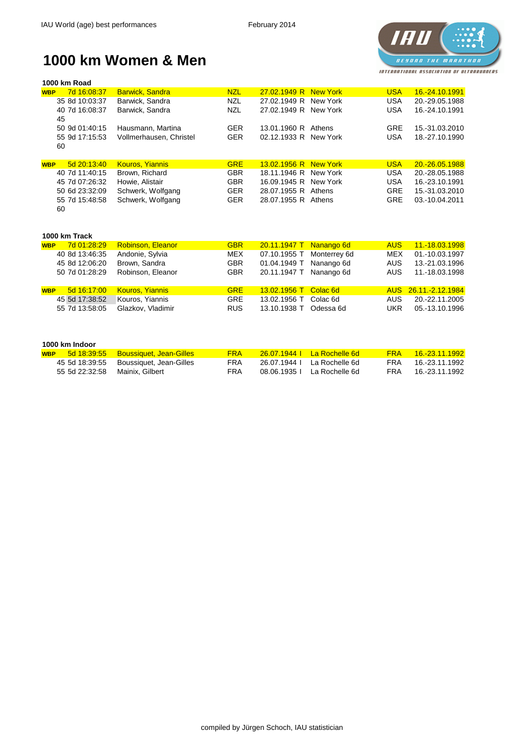# 1000 km Women & Men

### 1000 km Road

| | Time | Name | Nat | Born | Place | Country | Date |
|---|---|---|---|---|---|---|---|
| WBP | 7d 16:08:37 | Barwick, Sandra | NZL | 27.02.1949 R | New York | USA | 16.-24.10.1991 |
| 35 | 8d 10:03:37 | Barwick, Sandra | NZL | 27.02.1949 R | New York | USA | 20.-29.05.1988 |
| 40 | 7d 16:08:37 | Barwick, Sandra | NZL | 27.02.1949 R | New York | USA | 16.-24.10.1991 |
| 45 | | | | | | | |
| 50 | 9d 01:40:15 | Hausmann, Martina | GER | 13.01.1960 R | Athens | GRE | 15.-31.03.2010 |
| 55 | 9d 17:15:53 | Vollmerhausen, Christel | GER | 02.12.1933 R | New York | USA | 18.-27.10.1990 |
| 60 | | | | | | | |
| | | | | | | | |
| WBP | 5d 20:13:40 | Kouros, Yiannis | GRE | 13.02.1956 R | New York | USA | 20.-26.05.1988 |
| 40 | 7d 11:40:15 | Brown, Richard | GBR | 18.11.1946 R | New York | USA | 20.-28.05.1988 |
| 45 | 7d 07:26:32 | Howie, Alistair | GBR | 16.09.1945 R | New York | USA | 16.-23.10.1991 |
| 50 | 6d 23:32:09 | Schwerk, Wolfgang | GER | 28.07.1955 R | Athens | GRE | 15.-31.03.2010 |
| 55 | 7d 15:48:58 | Schwerk, Wolfgang | GER | 28.07.1955 R | Athens | GRE | 03.-10.04.2011 |
| 60 | | | | | | | |

### 1000 km Track

| | Time | Name | Nat | Born | Place | Country | Date |
|---|---|---|---|---|---|---|---|
| WBP | 7d 01:28:29 | Robinson, Eleanor | GBR | 20.11.1947 T | Nanango 6d | AUS | 11.-18.03.1998 |
| 40 | 8d 13:46:35 | Andonie, Sylvia | MEX | 07.10.1955 T | Monterrey 6d | MEX | 01.-10.03.1997 |
| 45 | 8d 12:06:20 | Brown, Sandra | GBR | 01.04.1949 T | Nanango 6d | AUS | 13.-21.03.1996 |
| 50 | 7d 01:28:29 | Robinson, Eleanor | GBR | 20.11.1947 T | Nanango 6d | AUS | 11.-18.03.1998 |
| | | | | | | | |
| WBP | 5d 16:17:00 | Kouros, Yiannis | GRE | 13.02.1956 T | Colac 6d | AUS | 26.11.-2.12.1984 |
| 45 | 5d 17:38:52 | Kouros, Yiannis | GRE | 13.02.1956 T | Colac 6d | AUS | 20.-22.11.2005 |
| 55 | 7d 13:58:05 | Glazkov, Vladimir | RUS | 13.10.1938 T | Odessa 6d | UKR | 05.-13.10.1996 |

### 1000 km Indoor

| | Time | Name | Nat | Born | Place | Country | Date |
|---|---|---|---|---|---|---|---|
| WBP | 5d 18:39:55 | Boussiquet, Jean-Gilles | FRA | 26.07.1944 I | La Rochelle 6d | FRA | 16.-23.11.1992 |
| 45 | 5d 18:39:55 | Boussiquet, Jean-Gilles | FRA | 26.07.1944 I | La Rochelle 6d | FRA | 16.-23.11.1992 |
| 55 | 5d 22:32:58 | Mainix, Gilbert | FRA | 08.06.1935 I | La Rochelle 6d | FRA | 16.-23.11.1992 |

compiled by Jürgen Schoch, IAU statistician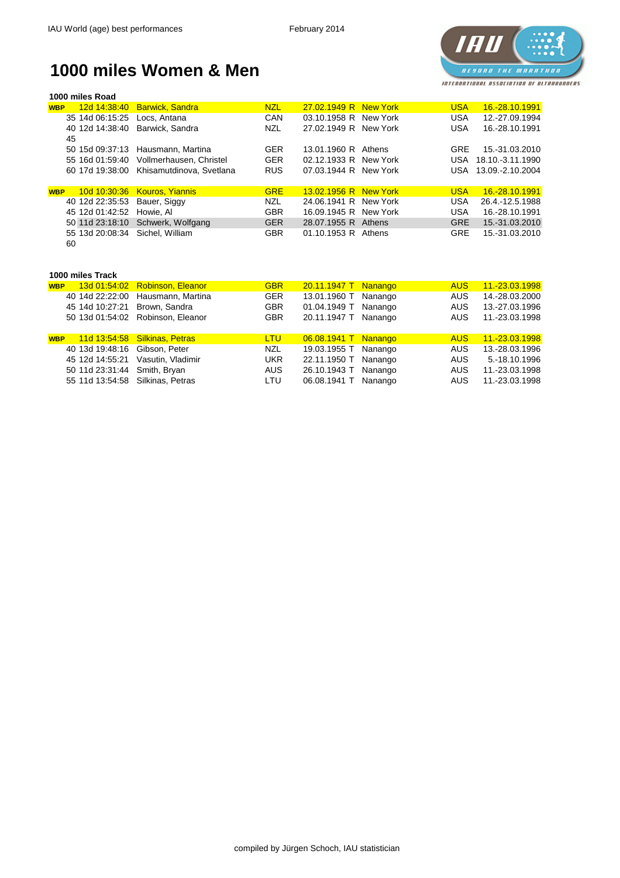# 1000 miles Women & Men

**1000 miles Road**

| Cat | Performance | Name | Nat | Born | | Venue | Ctry | Date |
|---|---|---|---|---|---|---|---|---|
| WBP | 12d 14:38:40 | Barwick, Sandra | NZL | 27.02.1949 | R | New York | USA | 16.-28.10.1991 |
| 35 | 14d 06:15:25 | Locs, Antana | CAN | 03.10.1958 | R | New York | USA | 12.-27.09.1994 |
| 40 | 12d 14:38:40 | Barwick, Sandra | NZL | 27.02.1949 | R | New York | USA | 16.-28.10.1991 |
| 45 | | | | | | | | |
| 50 | 15d 09:37:13 | Hausmann, Martina | GER | 13.01.1960 | R | Athens | GRE | 15.-31.03.2010 |
| 55 | 16d 01:59:40 | Vollmerhausen, Christel | GER | 02.12.1933 | R | New York | USA | 18.10.-3.11.1990 |
| 60 | 17d 19:38:00 | Khisamutdinova, Svetlana | RUS | 07.03.1944 | R | New York | USA | 13.09.-2.10.2004 |
| | | | | | | | | |
| WBP | 10d 10:30:36 | Kouros, Yiannis | GRE | 13.02.1956 | R | New York | USA | 16.-28.10.1991 |
| 40 | 12d 22:35:53 | Bauer, Siggy | NZL | 24.06.1941 | R | New York | USA | 26.4.-12.5.1988 |
| 45 | 12d 01:42:52 | Howie, Al | GBR | 16.09.1945 | R | New York | USA | 16.-28.10.1991 |
| 50 | 11d 23:18:10 | Schwerk, Wolfgang | GER | 28.07.1955 | R | Athens | GRE | 15.-31.03.2010 |
| 55 | 13d 20:08:34 | Sichel, William | GBR | 01.10.1953 | R | Athens | GRE | 15.-31.03.2010 |
| 60 | | | | | | | | |

**1000 miles Track**

| Cat | Performance | Name | Nat | Born | | Venue | Ctry | Date |
|---|---|---|---|---|---|---|---|---|
| WBP | 13d 01:54:02 | Robinson, Eleanor | GBR | 20.11.1947 | T | Nanango | AUS | 11.-23.03.1998 |
| 40 | 14d 22:22:00 | Hausmann, Martina | GER | 13.01.1960 | T | Nanango | AUS | 14.-28.03.2000 |
| 45 | 14d 10:27:21 | Brown, Sandra | GBR | 01.04.1949 | T | Nanango | AUS | 13.-27.03.1996 |
| 50 | 13d 01:54:02 | Robinson, Eleanor | GBR | 20.11.1947 | T | Nanango | AUS | 11.-23.03.1998 |
| | | | | | | | | |
| WBP | 11d 13:54:58 | Silkinas, Petras | LTU | 06.08.1941 | T | Nanango | AUS | 11.-23.03.1998 |
| 40 | 13d 19:48:16 | Gibson, Peter | NZL | 19.03.1955 | T | Nanango | AUS | 13.-28.03.1996 |
| 45 | 12d 14:55:21 | Vasutin, Vladimir | UKR | 22.11.1950 | T | Nanango | AUS | 5.-18.10.1996 |
| 50 | 11d 23:31:44 | Smith, Bryan | AUS | 26.10.1943 | T | Nanango | AUS | 11.-23.03.1998 |
| 55 | 11d 13:54:58 | Silkinas, Petras | LTU | 06.08.1941 | T | Nanango | AUS | 11.-23.03.1998 |

compiled by Jürgen Schoch, IAU statistician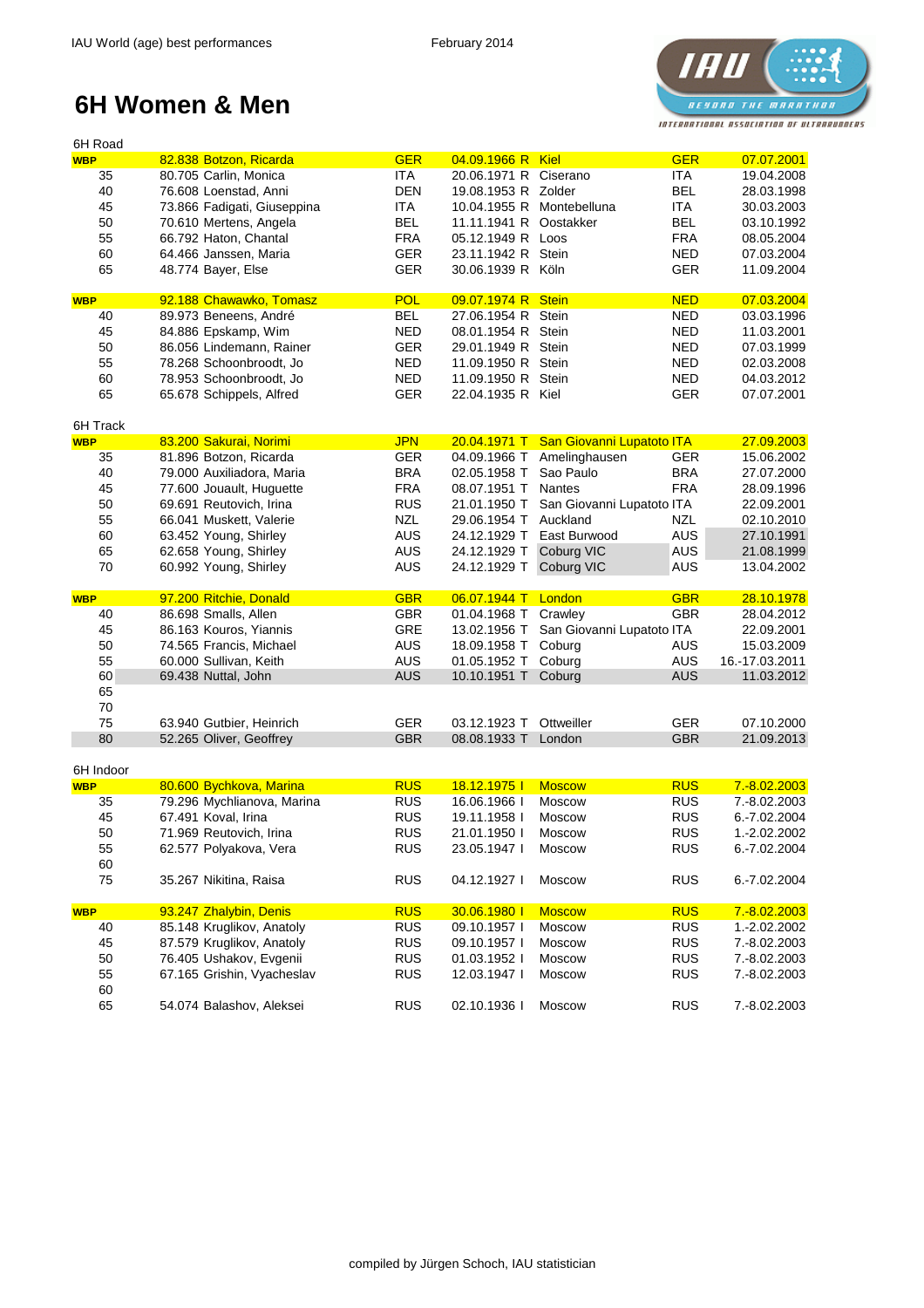IAU World (age) best performances — February 2014

# 6H Women & Men

6H Road

| Cat | Perf. | Name | Nat | Born | Type | Venue | Ctry | Date |
|---|---|---|---|---|---|---|---|---|
| WBP | 82.838 | Botzon, Ricarda | GER | 04.09.1966 | R | Kiel | GER | 07.07.2001 |
| 35 | 80.705 | Carlin, Monica | ITA | 20.06.1971 | R | Ciserano | ITA | 19.04.2008 |
| 40 | 76.608 | Loenstad, Anni | DEN | 19.08.1953 | R | Zolder | BEL | 28.03.1998 |
| 45 | 73.866 | Fadigati, Giuseppina | ITA | 10.04.1955 | R | Montebelluna | ITA | 30.03.2003 |
| 50 | 70.610 | Mertens, Angela | BEL | 11.11.1941 | R | Oostakker | BEL | 03.10.1992 |
| 55 | 66.792 | Haton, Chantal | FRA | 05.12.1949 | R | Loos | FRA | 08.05.2004 |
| 60 | 64.466 | Janssen, Maria | GER | 23.11.1942 | R | Stein | NED | 07.03.2004 |
| 65 | 48.774 | Bayer, Else | GER | 30.06.1939 | R | Köln | GER | 11.09.2004 |
| | | | | | | | | |
| WBP | 92.188 | Chawawko, Tomasz | POL | 09.07.1974 | R | Stein | NED | 07.03.2004 |
| 40 | 89.973 | Beneens, André | BEL | 27.06.1954 | R | Stein | NED | 03.03.1996 |
| 45 | 84.886 | Epskamp, Wim | NED | 08.01.1954 | R | Stein | NED | 11.03.2001 |
| 50 | 86.056 | Lindemann, Rainer | GER | 29.01.1949 | R | Stein | NED | 07.03.1999 |
| 55 | 78.268 | Schoonbroodt, Jo | NED | 11.09.1950 | R | Stein | NED | 02.03.2008 |
| 60 | 78.953 | Schoonbroodt, Jo | NED | 11.09.1950 | R | Stein | NED | 04.03.2012 |
| 65 | 65.678 | Schippels, Alfred | GER | 22.04.1935 | R | Kiel | GER | 07.07.2001 |

6H Track

| Cat | Perf. | Name | Nat | Born | Type | Venue | Ctry | Date |
|---|---|---|---|---|---|---|---|---|
| WBP | 83.200 | Sakurai, Norimi | JPN | 20.04.1971 | T | San Giovanni Lupatoto | ITA | 27.09.2003 |
| 35 | 81.896 | Botzon, Ricarda | GER | 04.09.1966 | T | Amelinghausen | GER | 15.06.2002 |
| 40 | 79.000 | Auxiliadora, Maria | BRA | 02.05.1958 | T | Sao Paulo | BRA | 27.07.2000 |
| 45 | 77.600 | Jouault, Huguette | FRA | 08.07.1951 | T | Nantes | FRA | 28.09.1996 |
| 50 | 69.691 | Reutovich, Irina | RUS | 21.01.1950 | T | San Giovanni Lupatoto | ITA | 22.09.2001 |
| 55 | 66.041 | Muskett, Valerie | NZL | 29.06.1954 | T | Auckland | NZL | 02.10.2010 |
| 60 | 63.452 | Young, Shirley | AUS | 24.12.1929 | T | East Burwood | AUS | 27.10.1991 |
| 65 | 62.658 | Young, Shirley | AUS | 24.12.1929 | T | Coburg VIC | AUS | 21.08.1999 |
| 70 | 60.992 | Young, Shirley | AUS | 24.12.1929 | T | Coburg VIC | AUS | 13.04.2002 |
| | | | | | | | | |
| WBP | 97.200 | Ritchie, Donald | GBR | 06.07.1944 | T | London | GBR | 28.10.1978 |
| 40 | 86.698 | Smalls, Allen | GBR | 01.04.1968 | T | Crawley | GBR | 28.04.2012 |
| 45 | 86.163 | Kouros, Yiannis | GRE | 13.02.1956 | T | San Giovanni Lupatoto | ITA | 22.09.2001 |
| 50 | 74.565 | Francis, Michael | AUS | 18.09.1958 | T | Coburg | AUS | 15.03.2009 |
| 55 | 60.000 | Sullivan, Keith | AUS | 01.05.1952 | T | Coburg | AUS | 16.-17.03.2011 |
| 60 | 69.438 | Nuttal, John | AUS | 10.10.1951 | T | Coburg | AUS | 11.03.2012 |
| 65 | | | | | | | | |
| 70 | | | | | | | | |
| 75 | 63.940 | Gutbier, Heinrich | GER | 03.12.1923 | T | Ottweiller | GER | 07.10.2000 |
| 80 | 52.265 | Oliver, Geoffrey | GBR | 08.08.1933 | T | London | GBR | 21.09.2013 |

6H Indoor

| Cat | Perf. | Name | Nat | Born | Type | Venue | Ctry | Date |
|---|---|---|---|---|---|---|---|---|
| WBP | 80.600 | Bychkova, Marina | RUS | 18.12.1975 | I | Moscow | RUS | 7.-8.02.2003 |
| 35 | 79.296 | Mychlianova, Marina | RUS | 16.06.1966 | I | Moscow | RUS | 7.-8.02.2003 |
| 45 | 67.491 | Koval, Irina | RUS | 19.11.1958 | I | Moscow | RUS | 6.-7.02.2004 |
| 50 | 71.969 | Reutovich, Irina | RUS | 21.01.1950 | I | Moscow | RUS | 1.-2.02.2002 |
| 55 | 62.577 | Polyakova, Vera | RUS | 23.05.1947 | I | Moscow | RUS | 6.-7.02.2004 |
| 60 | | | | | | | | |
| 75 | 35.267 | Nikitina, Raisa | RUS | 04.12.1927 | I | Moscow | RUS | 6.-7.02.2004 |
| | | | | | | | | |
| WBP | 93.247 | Zhalybin, Denis | RUS | 30.06.1980 | I | Moscow | RUS | 7.-8.02.2003 |
| 40 | 85.148 | Kruglikov, Anatoly | RUS | 09.10.1957 | I | Moscow | RUS | 1.-2.02.2002 |
| 45 | 87.579 | Kruglikov, Anatoly | RUS | 09.10.1957 | I | Moscow | RUS | 7.-8.02.2003 |
| 50 | 76.405 | Ushakov, Evgenii | RUS | 01.03.1952 | I | Moscow | RUS | 7.-8.02.2003 |
| 55 | 67.165 | Grishin, Vyacheslav | RUS | 12.03.1947 | I | Moscow | RUS | 7.-8.02.2003 |
| 60 | | | | | | | | |
| 65 | 54.074 | Balashov, Aleksei | RUS | 02.10.1936 | I | Moscow | RUS | 7.-8.02.2003 |

compiled by Jürgen Schoch, IAU statistician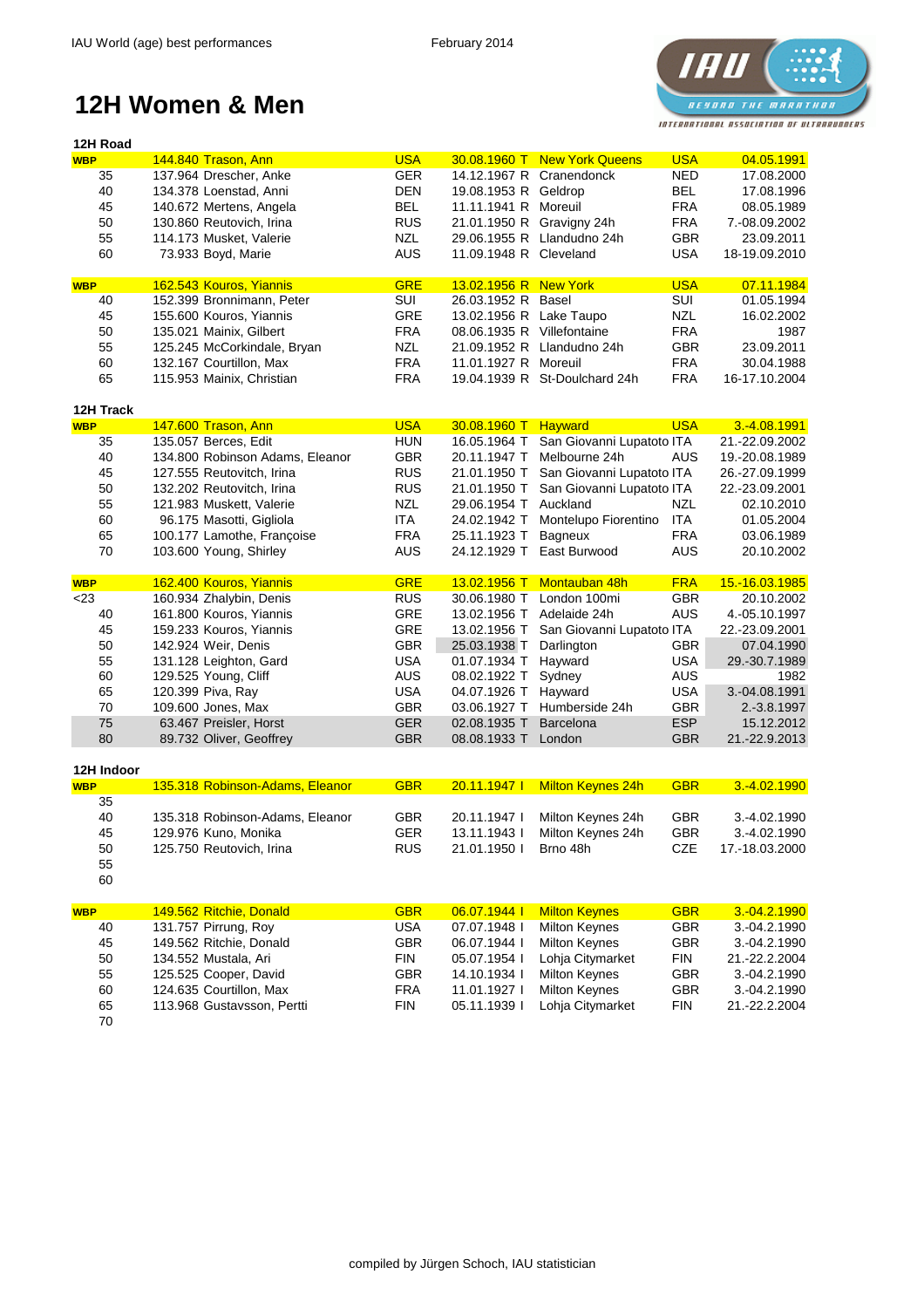# 12H Women & Men

## 12H Road

| Age | Performance | Name | Nat | Born | | Venue | Ctry | Date |
|---|---|---|---|---|---|---|---|---|
| **WBP** | 144.840 | Trason, Ann | USA | 30.08.1960 | T | New York Queens | USA | 04.05.1991 |
| 35 | 137.964 | Drescher, Anke | GER | 14.12.1967 | R | Cranendonck | NED | 17.08.2000 |
| 40 | 134.378 | Loenstad, Anni | DEN | 19.08.1953 | R | Geldrop | BEL | 17.08.1996 |
| 45 | 140.672 | Mertens, Angela | BEL | 11.11.1941 | R | Moreuil | FRA | 08.05.1989 |
| 50 | 130.860 | Reutovich, Irina | RUS | 21.01.1950 | R | Gravigny 24h | FRA | 7.-08.09.2002 |
| 55 | 114.173 | Musket, Valerie | NZL | 29.06.1955 | R | Llandudno 24h | GBR | 23.09.2011 |
| 60 | 73.933 | Boyd, Marie | AUS | 11.09.1948 | R | Cleveland | USA | 18-19.09.2010 |

| Age | Performance | Name | Nat | Born | | Venue | Ctry | Date |
|---|---|---|---|---|---|---|---|---|
| **WBP** | 162.543 | Kouros, Yiannis | GRE | 13.02.1956 | R | New York | USA | 07.11.1984 |
| 40 | 152.399 | Bronnimann, Peter | SUI | 26.03.1952 | R | Basel | SUI | 01.05.1994 |
| 45 | 155.600 | Kouros, Yiannis | GRE | 13.02.1956 | R | Lake Taupo | NZL | 16.02.2002 |
| 50 | 135.021 | Mainix, Gilbert | FRA | 08.06.1935 | R | Villefontaine | FRA | 1987 |
| 55 | 125.245 | McCorkindale, Bryan | NZL | 21.09.1952 | R | Llandudno 24h | GBR | 23.09.2011 |
| 60 | 132.167 | Courtillon, Max | FRA | 11.01.1927 | R | Moreuil | FRA | 30.04.1988 |
| 65 | 115.953 | Mainix, Christian | FRA | 19.04.1939 | R | St-Doulchard 24h | FRA | 16-17.10.2004 |

## 12H Track

| Age | Performance | Name | Nat | Born | | Venue | Ctry | Date |
|---|---|---|---|---|---|---|---|---|
| **WBP** | 147.600 | Trason, Ann | USA | 30.08.1960 | T | Hayward | USA | 3.-4.08.1991 |
| 35 | 135.057 | Berces, Edit | HUN | 16.05.1964 | T | San Giovanni Lupatoto | ITA | 21.-22.09.2002 |
| 40 | 134.800 | Robinson Adams, Eleanor | GBR | 20.11.1947 | T | Melbourne 24h | AUS | 19.-20.08.1989 |
| 45 | 127.555 | Reutovich, Irina | RUS | 21.01.1950 | T | San Giovanni Lupatoto | ITA | 26.-27.09.1999 |
| 50 | 132.202 | Reutovitch, Irina | RUS | 21.01.1950 | T | San Giovanni Lupatoto | ITA | 22.-23.09.2001 |
| 55 | 121.983 | Muskett, Valerie | NZL | 29.06.1954 | T | Auckland | NZL | 02.10.2010 |
| 60 | 96.175 | Masotti, Gigliola | ITA | 24.02.1942 | T | Montelupo Fiorentino | ITA | 01.05.2004 |
| 65 | 100.177 | Lamothe, Françoise | FRA | 25.11.1923 | T | Bagneux | FRA | 03.06.1989 |
| 70 | 103.600 | Young, Shirley | AUS | 24.12.1929 | T | East Burwood | AUS | 20.10.2002 |

| Age | Performance | Name | Nat | Born | | Venue | Ctry | Date |
|---|---|---|---|---|---|---|---|---|
| **WBP** | 162.400 | Kouros, Yiannis | GRE | 13.02.1956 | T | Montauban 48h | FRA | 15.-16.03.1985 |
| <23 | 160.934 | Zhalybin, Denis | RUS | 30.06.1980 | T | London 100mi | GBR | 20.10.2002 |
| 40 | 161.800 | Kouros, Yiannis | GRE | 13.02.1956 | T | Adelaide 24h | AUS | 4.-05.10.1997 |
| 45 | 159.233 | Kouros, Yiannis | GRE | 13.02.1956 | T | San Giovanni Lupatoto | ITA | 22.-23.09.2001 |
| 50 | 142.924 | Weir, Denis | GBR | 25.03.1938 | T | Darlington | GBR | 07.04.1990 |
| 55 | 131.128 | Leighton, Gard | USA | 01.07.1934 | T | Hayward | USA | 29.-30.7.1989 |
| 60 | 129.525 | Young, Cliff | AUS | 08.02.1922 | T | Sydney | AUS | 1982 |
| 65 | 120.399 | Piva, Ray | USA | 04.07.1926 | T | Hayward | USA | 3.-04.08.1991 |
| 70 | 109.600 | Jones, Max | GBR | 03.06.1927 | T | Humberside 24h | GBR | 2.-3.8.1997 |
| 75 | 63.467 | Preisler, Horst | GER | 02.08.1935 | T | Barcelona | ESP | 15.12.2012 |
| 80 | 89.732 | Oliver, Geoffrey | GBR | 08.08.1933 | T | London | GBR | 21.-22.9.2013 |

## 12H Indoor

| Age | Performance | Name | Nat | Born | | Venue | Ctry | Date |
|---|---|---|---|---|---|---|---|---|
| **WBP** | 135.318 | Robinson-Adams, Eleanor | GBR | 20.11.1947 | I | Milton Keynes 24h | GBR | 3.-4.02.1990 |
| 35 | | | | | | | | |
| 40 | 135.318 | Robinson-Adams, Eleanor | GBR | 20.11.1947 | I | Milton Keynes 24h | GBR | 3.-4.02.1990 |
| 45 | 129.976 | Kuno, Monika | GER | 13.11.1943 | I | Milton Keynes 24h | GBR | 3.-4.02.1990 |
| 50 | 125.750 | Reutovitch, Irina | RUS | 21.01.1950 | I | Brno 48h | CZE | 17.-18.03.2000 |
| 55 | | | | | | | | |
| 60 | | | | | | | | |

| Age | Performance | Name | Nat | Born | | Venue | Ctry | Date |
|---|---|---|---|---|---|---|---|---|
| **WBP** | 149.562 | Ritchie, Donald | GBR | 06.07.1944 | I | Milton Keynes | GBR | 3.-04.2.1990 |
| 40 | 131.757 | Pirrung, Roy | USA | 07.07.1948 | I | Milton Keynes | GBR | 3.-04.2.1990 |
| 45 | 149.562 | Ritchie, Donald | GBR | 06.07.1944 | I | Milton Keynes | GBR | 3.-04.2.1990 |
| 50 | 134.552 | Mustala, Ari | FIN | 05.07.1954 | I | Lohja Citymarket | FIN | 21.-22.2.2004 |
| 55 | 125.525 | Cooper, David | GBR | 14.10.1934 | I | Milton Keynes | GBR | 3.-04.2.1990 |
| 60 | 124.635 | Courtillon, Max | FRA | 11.01.1927 | I | Milton Keynes | GBR | 3.-04.2.1990 |
| 65 | 113.968 | Gustavsson, Pertti | FIN | 05.11.1939 | I | Lohja Citymarket | FIN | 21.-22.2.2004 |
| 70 | | | | | | | | |

compiled by Jürgen Schoch, IAU statistician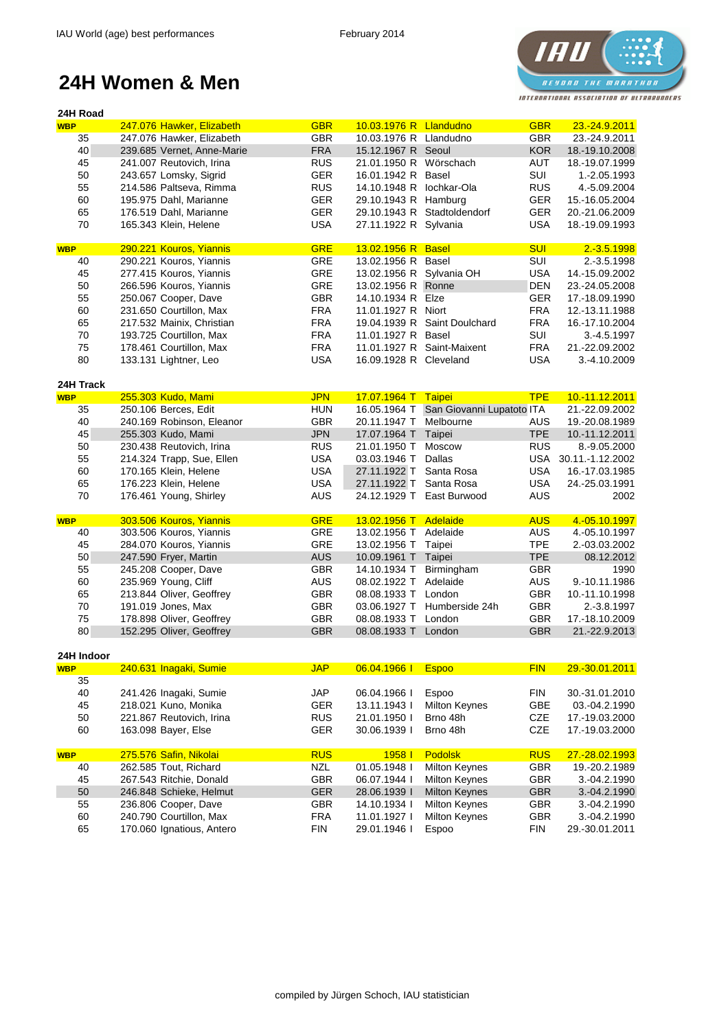# 24H Women & Men

## 24H Road

| | Result | Name | Nat | Born | | Venue | Country | Date |
|---|---|---|---|---|---|---|---|---|
| **WBP** | 247.076 | Hawker, Elizabeth | GBR | 10.03.1976 | R | Llandudno | GBR | 23.-24.9.2011 |
| 35 | 247.076 | Hawker, Elizabeth | GBR | 10.03.1976 | R | Llandudno | GBR | 23.-24.9.2011 |
| 40 | 239.685 | Vernet, Anne-Marie | FRA | 15.12.1967 | R | Seoul | KOR | 18.-19.10.2008 |
| 45 | 241.007 | Reutovich, Irina | RUS | 21.01.1950 | R | Wörschach | AUT | 18.-19.07.1999 |
| 50 | 243.657 | Lomsky, Sigrid | GER | 16.01.1942 | R | Basel | SUI | 1.-2.05.1993 |
| 55 | 214.586 | Paltseva, Rimma | RUS | 14.10.1948 | R | Iochkar-Ola | RUS | 4.-5.09.2004 |
| 60 | 195.975 | Dahl, Marianne | GER | 29.10.1943 | R | Hamburg | GER | 15.-16.05.2004 |
| 65 | 176.519 | Dahl, Marianne | GER | 29.10.1943 | R | Stadtoldendorf | GER | 20.-21.06.2009 |
| 70 | 165.343 | Klein, Helene | USA | 27.11.1922 | R | Sylvania | USA | 18.-19.09.1993 |
| | | | | | | | | |
| **WBP** | 290.221 | Kouros, Yiannis | GRE | 13.02.1956 | R | Basel | SUI | 2.-3.5.1998 |
| 40 | 290.221 | Kouros, Yiannis | GRE | 13.02.1956 | R | Basel | SUI | 2.-3.5.1998 |
| 45 | 277.415 | Kouros, Yiannis | GRE | 13.02.1956 | R | Sylvania OH | USA | 14.-15.09.2002 |
| 50 | 266.596 | Kouros, Yiannis | GRE | 13.02.1956 | R | Ronne | DEN | 23.-24.05.2008 |
| 55 | 250.067 | Cooper, Dave | GBR | 14.10.1934 | R | Elze | GER | 17.-18.09.1990 |
| 60 | 231.650 | Courtillon, Max | FRA | 11.01.1927 | R | Niort | FRA | 12.-13.11.1988 |
| 65 | 217.532 | Mainix, Christian | FRA | 19.04.1939 | R | Saint Doulchard | FRA | 16.-17.10.2004 |
| 70 | 193.725 | Courtillon, Max | FRA | 11.01.1927 | R | Basel | SUI | 3.-4.5.1997 |
| 75 | 178.461 | Courtillon, Max | FRA | 11.01.1927 | R | Saint-Maixent | FRA | 21.-22.09.2002 |
| 80 | 133.131 | Lightner, Leo | USA | 16.09.1928 | R | Cleveland | USA | 3.-4.10.2009 |

## 24H Track

| | Result | Name | Nat | Born | | Venue | Country | Date |
|---|---|---|---|---|---|---|---|---|
| **WBP** | 255.303 | Kudo, Mami | JPN | 17.07.1964 | T | Taipei | TPE | 10.-11.12.2011 |
| 35 | 250.106 | Berces, Edit | HUN | 16.05.1964 | T | San Giovanni Lupatoto | ITA | 21.-22.09.2002 |
| 40 | 240.169 | Robinson, Eleanor | GBR | 20.11.1947 | T | Melbourne | AUS | 19.-20.08.1989 |
| 45 | 255.303 | Kudo, Mami | JPN | 17.07.1964 | T | Taipei | TPE | 10.-11.12.2011 |
| 50 | 230.438 | Reutovich, Irina | RUS | 21.01.1950 | T | Moscow | RUS | 8.-9.05.2000 |
| 55 | 214.324 | Trapp, Sue, Ellen | USA | 03.03.1946 | T | Dallas | USA | 30.11.-1.12.2002 |
| 60 | 170.165 | Klein, Helene | USA | 27.11.1922 | T | Santa Rosa | USA | 16.-17.03.1985 |
| 65 | 176.223 | Klein, Helene | USA | 27.11.1922 | T | Santa Rosa | USA | 24.-25.03.1991 |
| 70 | 176.461 | Young, Shirley | AUS | 24.12.1929 | T | East Burwood | AUS | 2002 |
| | | | | | | | | |
| **WBP** | 303.506 | Kouros, Yiannis | GRE | 13.02.1956 | T | Adelaide | AUS | 4.-05.10.1997 |
| 40 | 303.506 | Kouros, Yiannis | GRE | 13.02.1956 | T | Adelaide | AUS | 4.-05.10.1997 |
| 45 | 284.070 | Kouros, Yiannis | GRE | 13.02.1956 | T | Taipei | TPE | 2.-03.03.2002 |
| 50 | 247.590 | Fryer, Martin | AUS | 10.09.1961 | T | Taipei | TPE | 08.12.2012 |
| 55 | 245.208 | Cooper, Dave | GBR | 14.10.1934 | T | Birmingham | GBR | 1990 |
| 60 | 235.969 | Young, Cliff | AUS | 08.02.1922 | T | Adelaide | AUS | 9.-10.11.1986 |
| 65 | 213.844 | Oliver, Geoffrey | GBR | 08.08.1933 | T | London | GBR | 10.-11.10.1998 |
| 70 | 191.019 | Jones, Max | GBR | 03.06.1927 | T | Humberside 24h | GBR | 2.-3.8.1997 |
| 75 | 178.898 | Oliver, Geoffrey | GBR | 08.08.1933 | T | London | GBR | 17.-18.10.2009 |
| 80 | 152.295 | Oliver, Geoffrey | GBR | 08.08.1933 | T | London | GBR | 21.-22.9.2013 |

## 24H Indoor

| | Result | Name | Nat | Born | | Venue | Country | Date |
|---|---|---|---|---|---|---|---|---|
| **WBP** | 240.631 | Inagaki, Sumie | JAP | 06.04.1966 | I | Espoo | FIN | 29.-30.01.2011 |
| 35 | | | | | | | | |
| 40 | 241.426 | Inagaki, Sumie | JAP | 06.04.1966 | I | Espoo | FIN | 30.-31.01.2010 |
| 45 | 218.021 | Kuno, Monika | GER | 13.11.1943 | I | Milton Keynes | GBE | 03.-04.2.1990 |
| 50 | 221.867 | Reutovich, Irina | RUS | 21.01.1950 | I | Brno 48h | CZE | 17.-19.03.2000 |
| 60 | 163.098 | Bayer, Else | GER | 30.06.1939 | I | Brno 48h | CZE | 17.-19.03.2000 |
| | | | | | | | | |
| **WBP** | 275.576 | Safin, Nikolai | RUS | 1958 | I | Podolsk | RUS | 27.-28.02.1993 |
| 40 | 262.585 | Tout, Richard | NZL | 01.05.1948 | I | Milton Keynes | GBR | 19.-20.2.1989 |
| 45 | 267.543 | Ritchie, Donald | GBR | 06.07.1944 | I | Milton Keynes | GBR | 3.-04.2.1990 |
| 50 | 246.848 | Schieke, Helmut | GER | 28.06.1939 | I | Milton Keynes | GBR | 3.-04.2.1990 |
| 55 | 236.806 | Cooper, Dave | GBR | 14.10.1934 | I | Milton Keynes | GBR | 3.-04.2.1990 |
| 60 | 240.790 | Courtillon, Max | FRA | 11.01.1927 | I | Milton Keynes | GBR | 3.-04.2.1990 |
| 65 | 170.060 | Ignatious, Antero | FIN | 29.01.1946 | I | Espoo | FIN | 29.-30.01.2011 |

compiled by Jürgen Schoch, IAU statistician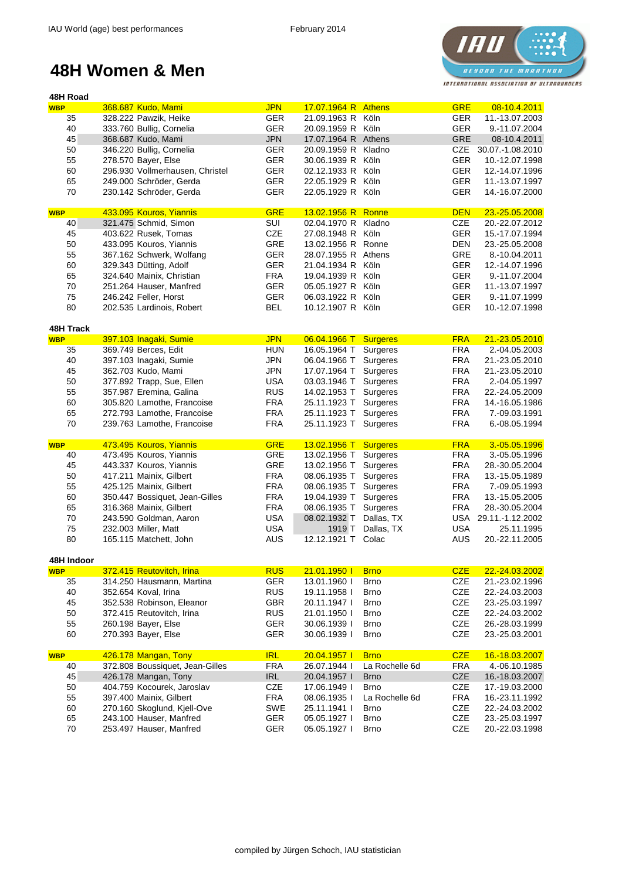# 48H Women & Men

## 48H Road

| | | | | | | |
|---|---|---|---|---|---|---|
| **WBP** | 368.687 Kudo, Mami | JPN | 17.07.1964 R | Athens | GRE | 08-10.4.2011 |
| 35 | 328.222 Pawzik, Heike | GER | 21.09.1963 R | Köln | GER | 11.-13.07.2003 |
| 40 | 333.760 Bullig, Cornelia | GER | 20.09.1959 R | Köln | GER | 9.-11.07.2004 |
| 45 | 368.687 Kudo, Mami | JPN | 17.07.1964 R | Athens | GRE | 08-10.4.2011 |
| 50 | 346.220 Bullig, Cornelia | GER | 20.09.1959 R | Kladno | CZE | 30.07.-1.08.2010 |
| 55 | 278.570 Bayer, Else | GER | 30.06.1939 R | Köln | GER | 10.-12.07.1998 |
| 60 | 296.930 Vollmerhausen, Christel | GER | 02.12.1933 R | Köln | GER | 12.-14.07.1996 |
| 65 | 249.000 Schröder, Gerda | GER | 22.05.1929 R | Köln | GER | 11.-13.07.1997 |
| 70 | 230.142 Schröder, Gerda | GER | 22.05.1929 R | Köln | GER | 14.-16.07.2000 |
| | | | | | | |
| **WBP** | 433.095 Kouros, Yiannis | GRE | 13.02.1956 R | Ronne | DEN | 23.-25.05.2008 |
| 40 | 321.475 Schmid, Simon | SUI | 02.04.1970 R | Kladno | CZE | 20.-22.07.2012 |
| 45 | 403.622 Rusek, Tomas | CZE | 27.08.1948 R | Köln | GER | 15.-17.07.1994 |
| 50 | 433.095 Kouros, Yiannis | GRE | 13.02.1956 R | Ronne | DEN | 23.-25.05.2008 |
| 55 | 367.162 Schwerk, Wolfang | GER | 28.07.1955 R | Athens | GRE | 8.-10.04.2011 |
| 60 | 329.343 Dütting, Adolf | GER | 21.04.1934 R | Köln | GER | 12.-14.07.1996 |
| 65 | 324.640 Mainix, Christian | FRA | 19.04.1939 R | Köln | GER | 9.-11.07.2004 |
| 70 | 251.264 Hauser, Manfred | GER | 05.05.1927 R | Köln | GER | 11.-13.07.1997 |
| 75 | 246.242 Feller, Horst | GER | 06.03.1922 R | Köln | GER | 9.-11.07.1999 |
| 80 | 202.535 Lardinois, Robert | BEL | 10.12.1907 R | Köln | GER | 10.-12.07.1998 |

## 48H Track

| | | | | | | |
|---|---|---|---|---|---|---|
| **WBP** | 397.103 Inagaki, Sumie | JPN | 06.04.1966 T | Surgeres | FRA | 21.-23.05.2010 |
| 35 | 369.749 Berces, Edit | HUN | 16.05.1964 T | Surgeres | FRA | 2.-04.05.2003 |
| 40 | 397.103 Inagaki, Sumie | JPN | 06.04.1966 T | Surgeres | FRA | 21.-23.05.2010 |
| 45 | 362.703 Kudo, Mami | JPN | 17.07.1964 T | Surgeres | FRA | 21.-23.05.2010 |
| 50 | 377.892 Trapp, Sue, Ellen | USA | 03.03.1946 T | Surgeres | FRA | 2.-04.05.1997 |
| 55 | 357.987 Eremina, Galina | RUS | 14.02.1953 T | Surgeres | FRA | 22.-24.05.2009 |
| 60 | 305.820 Lamothe, Francoise | FRA | 25.11.1923 T | Surgeres | FRA | 14.-16.05.1986 |
| 65 | 272.793 Lamothe, Francoise | FRA | 25.11.1923 T | Surgeres | FRA | 7.-09.03.1991 |
| 70 | 239.763 Lamothe, Francoise | FRA | 25.11.1923 T | Surgeres | FRA | 6.-08.05.1994 |
| | | | | | | |
| **WBP** | 473.495 Kouros, Yiannis | GRE | 13.02.1956 T | Surgeres | FRA | 3.-05.05.1996 |
| 40 | 473.495 Kouros, Yiannis | GRE | 13.02.1956 T | Surgeres | FRA | 3.-05.05.1996 |
| 45 | 443.337 Kouros, Yiannis | GRE | 13.02.1956 T | Surgeres | FRA | 28.-30.05.2004 |
| 50 | 417.211 Mainix, Gilbert | FRA | 08.06.1935 T | Surgeres | FRA | 13.-15.05.1989 |
| 55 | 425.125 Mainix, Gilbert | FRA | 08.06.1935 T | Surgeres | FRA | 7.-09.05.1993 |
| 60 | 350.447 Bossiquet, Jean-Gilles | FRA | 19.04.1939 T | Surgeres | FRA | 13.-15.05.2005 |
| 65 | 316.368 Mainix, Gilbert | FRA | 08.06.1935 T | Surgeres | FRA | 28.-30.05.2004 |
| 70 | 243.590 Goldman, Aaron | USA | 08.02.1932 T | Dallas, TX | USA | 29.11.-1.12.2002 |
| 75 | 232.003 Miller, Matt | USA | 1919 T | Dallas, TX | USA | 25.11.1995 |
| 80 | 165.115 Matchett, John | AUS | 12.12.1921 T | Colac | AUS | 20.-22.11.2005 |

## 48H Indoor

| | | | | | | |
|---|---|---|---|---|---|---|
| **WBP** | 372.415 Reutovitch, Irina | RUS | 21.01.1950 I | Brno | CZE | 22.-24.03.2002 |
| 35 | 314.250 Hausmann, Martina | GER | 13.01.1960 I | Brno | CZE | 21.-23.02.1996 |
| 40 | 352.654 Koval, Irina | RUS | 19.11.1958 I | Brno | CZE | 22.-24.03.2003 |
| 45 | 352.538 Robinson, Eleanor | GBR | 20.11.1947 I | Brno | CZE | 23.-25.03.1997 |
| 50 | 372.415 Reutovitch, Irina | RUS | 21.01.1950 I | Brno | CZE | 22.-24.03.2002 |
| 55 | 260.198 Bayer, Else | GER | 30.06.1939 I | Brno | CZE | 26.-28.03.1999 |
| 60 | 270.393 Bayer, Else | GER | 30.06.1939 I | Brno | CZE | 23.-25.03.2001 |
| | | | | | | |
| **WBP** | 426.178 Mangan, Tony | IRL | 20.04.1957 I | Brno | CZE | 16.-18.03.2007 |
| 40 | 372.808 Boussiquet, Jean-Gilles | FRA | 26.07.1944 I | La Rochelle 6d | FRA | 4.-06.10.1985 |
| 45 | 426.178 Mangan, Tony | IRL | 20.04.1957 I | Brno | CZE | 16.-18.03.2007 |
| 50 | 404.759 Kocourek, Jaroslav | CZE | 17.06.1949 I | Brno | CZE | 17.-19.03.2000 |
| 55 | 397.400 Mainix, Gilbert | FRA | 08.06.1935 I | La Rochelle 6d | FRA | 16.-23.11.1992 |
| 60 | 270.160 Skoglund, Kjell-Ove | SWE | 25.11.1941 I | Brno | CZE | 22.-24.03.2002 |
| 65 | 243.100 Hauser, Manfred | GER | 05.05.1927 I | Brno | CZE | 23.-25.03.1997 |
| 70 | 253.497 Hauser, Manfred | GER | 05.05.1927 I | Brno | CZE | 20.-22.03.1998 |

compiled by Jürgen Schoch, IAU statistician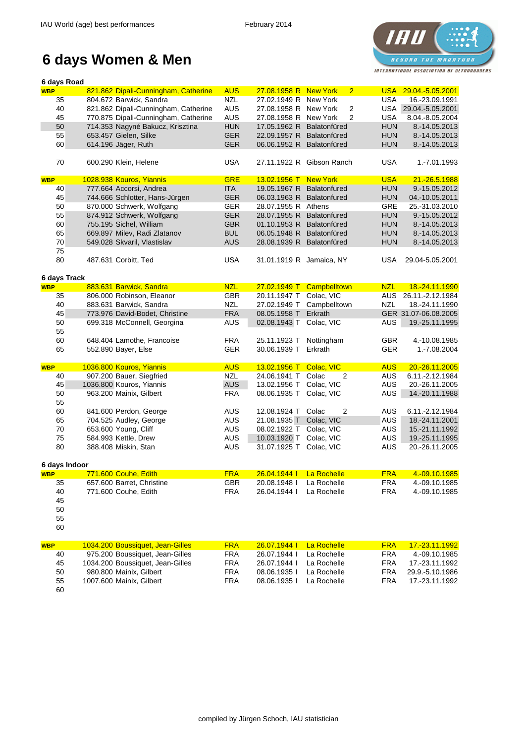IAU World (age) best performances — February 2014

# 6 days Women & Men

INTERNATIONAL ASSOCIATION OF ULTRARUNNERS — BEYOND THE MARATHON

## 6 days Road

| | | | | | | | | |
|---|---|---|---|---|---|---|---|---|
| WBP | 821.862 | Dipali-Cunningham, Catherine | AUS | 27.08.1958 R | New York | 2 | USA | 29.04.-5.05.2001 |
| 35 | 804.672 | Barwick, Sandra | NZL | 27.02.1949 R | New York | | USA | 16.-23.09.1991 |
| 40 | 821.862 | Dipali-Cunningham, Catherine | AUS | 27.08.1958 R | New York | 2 | USA | 29.04.-5.05.2001 |
| 45 | 770.875 | Dipali-Cunningham, Catherine | AUS | 27.08.1958 R | New York | 2 | USA | 8.04.-8.05.2004 |
| 50 | 714.353 | Nagyné Bakucz, Krisztina | HUN | 17.05.1962 R | Balatonfüred | | HUN | 8.-14.05.2013 |
| 55 | 653.457 | Gielen, Silke | GER | 22.09.1957 R | Balatonfüred | | HUN | 8.-14.05.2013 |
| 60 | 614.196 | Jäger, Ruth | GER | 06.06.1952 R | Balatonfüred | | HUN | 8.-14.05.2013 |
| | | | | | | | | |
| 70 | 600.290 | Klein, Helene | USA | 27.11.1922 R | Gibson Ranch | | USA | 1.-7.01.1993 |

| | | | | | | | | |
|---|---|---|---|---|---|---|---|---|
| WBP | 1028.938 | Kouros, Yiannis | GRE | 13.02.1956 T | New York | | USA | 21.-26.5.1988 |
| 40 | 777.664 | Accorsi, Andrea | ITA | 19.05.1967 R | Balatonfured | | HUN | 9.-15.05.2012 |
| 45 | 744.666 | Schlotter, Hans-Jürgen | GER | 06.03.1963 R | Balatonfured | | HUN | 04.-10.05.2011 |
| 50 | 870.000 | Schwerk, Wolfgang | GER | 28.07.1955 R | Athens | | GRE | 25.-31.03.2010 |
| 55 | 874.912 | Schwerk, Wolfgang | GER | 28.07.1955 R | Balatonfured | | HUN | 9.-15.05.2012 |
| 60 | 755.195 | Sichel, William | GBR | 01.10.1953 R | Balatonfüred | | HUN | 8.-14.05.2013 |
| 65 | 669.897 | Milev, Radi Zlatanov | BUL | 06.05.1948 R | Balatonfüred | | HUN | 8.-14.05.2013 |
| 70 | 549.028 | Skvaril, Vlastislav | AUS | 28.08.1939 R | Balatonfüred | | HUN | 8.-14.05.2013 |
| 75 | | | | | | | | |
| 80 | 487.631 | Corbitt, Ted | USA | 31.01.1919 R | Jamaica, NY | | USA | 29.04-5.05.2001 |

## 6 days Track

| | | | | | | | | |
|---|---|---|---|---|---|---|---|---|
| WBP | 883.631 | Barwick, Sandra | NZL | 27.02.1949 T | Campbelltown | | NZL | 18.-24.11.1990 |
| 35 | 806.000 | Robinson, Eleanor | GBR | 20.11.1947 T | Colac, VIC | | AUS | 26.11.-2.12.1984 |
| 40 | 883.631 | Barwick, Sandra | NZL | 27.02.1949 T | Campbelltown | | NZL | 18.-24.11.1990 |
| 45 | 773.976 | David-Bodet, Christine | FRA | 08.05.1958 T | Erkrath | | GER | 31.07-06.08.2005 |
| 50 | 699.318 | McConnell, Georgina | AUS | 02.08.1943 T | Colac, VIC | | AUS | 19.-25.11.1995 |
| 55 | | | | | | | | |
| 60 | 648.404 | Lamothe, Francoise | FRA | 25.11.1923 T | Nottingham | | GBR | 4.-10.08.1985 |
| 65 | 552.890 | Bayer, Else | GER | 30.06.1939 T | Erkrath | | GER | 1.-7.08.2004 |

| | | | | | | | | |
|---|---|---|---|---|---|---|---|---|
| WBP | 1036.800 | Kouros, Yiannis | AUS | 13.02.1956 T | Colac, VIC | | AUS | 20.-26.11.2005 |
| 40 | 907.200 | Bauer, Siegfried | NZL | 24.06.1941 T | Colac | 2 | AUS | 6.11.-2.12.1984 |
| 45 | 1036.800 | Kouros, Yiannis | AUS | 13.02.1956 T | Colac, VIC | | AUS | 20.-26.11.2005 |
| 50 | 963.200 | Mainix, Gilbert | FRA | 08.06.1935 T | Colac, VIC | | AUS | 14.-20.11.1988 |
| 55 | | | | | | | | |
| 60 | 841.600 | Perdon, George | AUS | 12.08.1924 T | Colac | 2 | AUS | 6.11.-2.12.1984 |
| 65 | 704.525 | Audley, George | AUS | 21.08.1935 T | Colac, VIC | | AUS | 18.-24.11.2001 |
| 70 | 653.600 | Young, Cliff | AUS | 08.02.1922 T | Colac, VIC | | AUS | 15.-21.11.1992 |
| 75 | 584.993 | Kettle, Drew | AUS | 10.03.1920 T | Colac, VIC | | AUS | 19.-25.11.1995 |
| 80 | 388.408 | Miskin, Stan | AUS | 31.07.1925 T | Colac, VIC | | AUS | 20.-26.11.2005 |

## 6 days Indoor

| | | | | | | | |
|---|---|---|---|---|---|---|---|
| WBP | 771.600 | Couhe, Edith | FRA | 26.04.1944 I | La Rochelle | FRA | 4.-09.10.1985 |
| 35 | 657.600 | Barret, Christine | GBR | 20.08.1948 I | La Rochelle | FRA | 4.-09.10.1985 |
| 40 | 771.600 | Couhe, Edith | FRA | 26.04.1944 I | La Rochelle | FRA | 4.-09.10.1985 |
| 45 | | | | | | | |
| 50 | | | | | | | |
| 55 | | | | | | | |
| 60 | | | | | | | |

| | | | | | | | |
|---|---|---|---|---|---|---|---|
| WBP | 1034.200 | Boussiquet, Jean-Gilles | FRA | 26.07.1944 I | La Rochelle | FRA | 17.-23.11.1992 |
| 40 | 975.200 | Boussiquet, Jean-Gilles | FRA | 26.07.1944 I | La Rochelle | FRA | 4.-09.10.1985 |
| 45 | 1034.200 | Boussiquet, Jean-Gilles | FRA | 26.07.1944 I | La Rochelle | FRA | 17.-23.11.1992 |
| 50 | 980.800 | Mainix, Gilbert | FRA | 08.06.1935 I | La Rochelle | FRA | 29.9.-5.10.1986 |
| 55 | 1007.600 | Mainix, Gilbert | FRA | 08.06.1935 I | La Rochelle | FRA | 17.-23.11.1992 |
| 60 | | | | | | | |

compiled by Jürgen Schoch, IAU statistician